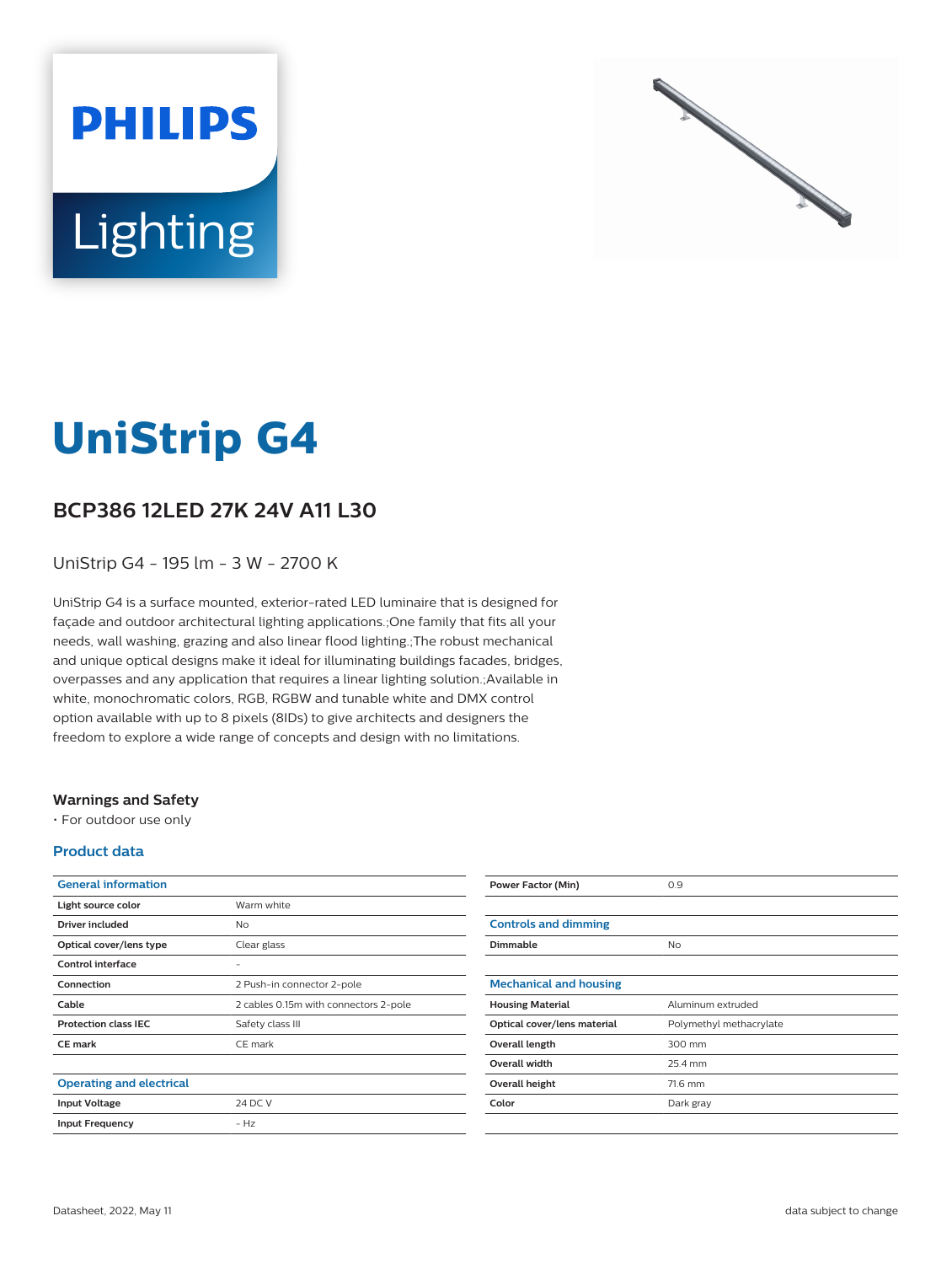PHILIPS

Lighting

# UniStrip G4

## BCP386 12LED 27K 24V A11 L30

UniStrip G4 - 195 lm - 3 W - 2700 K

UniStrip G4 is a surface mounted, exterior-rated LED luminaire that is designed for façade and outdoor architectural lighting applications.;One family that fits all your needs, wall washing, grazing and also linear flood lighting.;The robust mechanical and unique optical designs make it ideal for illuminating buildings facades, bridges, overpasses and any application that requires a linear lighting solution.;Available in white, monochromatic colors, RGB, RGBW and tunable white and DMX control option available with up to 8 pixels (8IDs) to give architects and designers the freedom to explore a wide range of concepts and design with no limitations.

### Warnings and Safety

- For outdoor use only

### Product data

| General information | |
|---|---|
| Light source color | Warm white |
| Driver included | No |
| Optical cover/lens type | Clear glass |
| Control interface | - |
| Connection | 2 Push-in connector 2-pole |
| Cable | 2 cables 0.15m with connectors 2-pole |
| Protection class IEC | Safety class III |
| CE mark | CE mark |

| Operating and electrical | |
|---|---|
| Input Voltage | 24 DC V |
| Input Frequency | - Hz |
| Power Factor (Min) | 0.9 |

| Controls and dimming | |
|---|---|
| Dimmable | No |

| Mechanical and housing | |
|---|---|
| Housing Material | Aluminum extruded |
| Optical cover/lens material | Polymethyl methacrylate |
| Overall length | 300 mm |
| Overall width | 25.4 mm |
| Overall height | 71.6 mm |
| Color | Dark gray |

Datasheet, 2022, May 11 data subject to change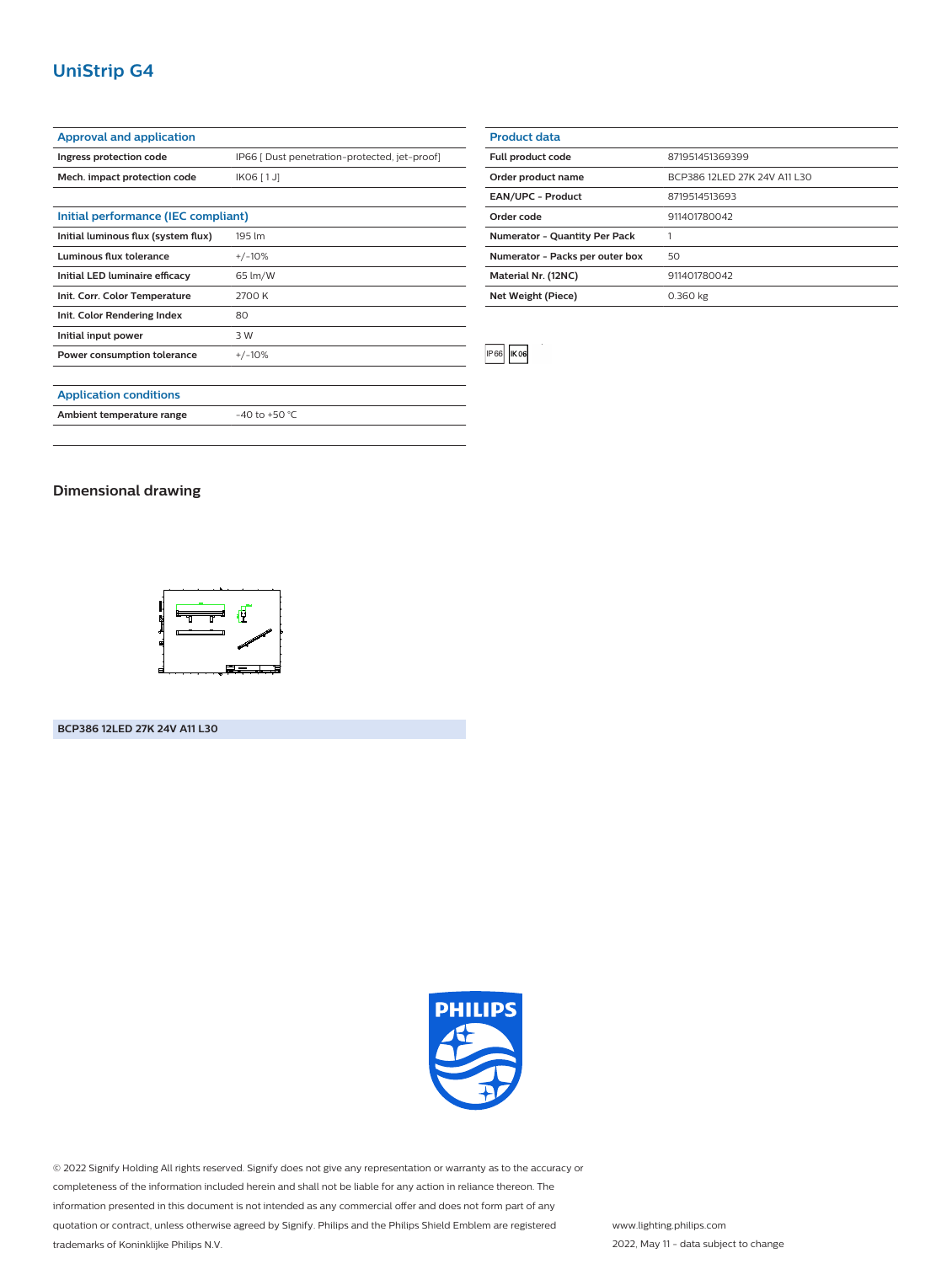## UniStrip G4

| Approval and application | |
|---|---|
| Ingress protection code | IP66 [ Dust penetration-protected, jet-proof] |
| Mech. impact protection code | IK06 [ 1 J] |

| Initial performance (IEC compliant) | |
|---|---|
| Initial luminous flux (system flux) | 195 lm |
| Luminous flux tolerance | +/-10% |
| Initial LED luminaire efficacy | 65 lm/W |
| Init. Corr. Color Temperature | 2700 K |
| Init. Color Rendering Index | 80 |
| Initial input power | 3 W |
| Power consumption tolerance | +/-10% |

| Application conditions | |
|---|---|
| Ambient temperature range | -40 to +50 °C |

| Product data | |
|---|---|
| Full product code | 871951451369399 |
| Order product name | BCP386 12LED 27K 24V A11 L30 |
| EAN/UPC - Product | 8719514513693 |
| Order code | 911401780042 |
| Numerator - Quantity Per Pack | 1 |
| Numerator - Packs per outer box | 50 |
| Material Nr. (12NC) | 911401780042 |
| Net Weight (Piece) | 0.360 kg |

IP66 IK06

### Dimensional drawing

**BCP386 12LED 27K 24V A11 L30**

© 2022 Signify Holding All rights reserved. Signify does not give any representation or warranty as to the accuracy or completeness of the information included herein and shall not be liable for any action in reliance thereon. The information presented in this document is not intended as any commercial offer and does not form part of any quotation or contract, unless otherwise agreed by Signify. Philips and the Philips Shield Emblem are registered trademarks of Koninklijke Philips N.V.

www.lighting.philips.com

2022, May 11 - data subject to change